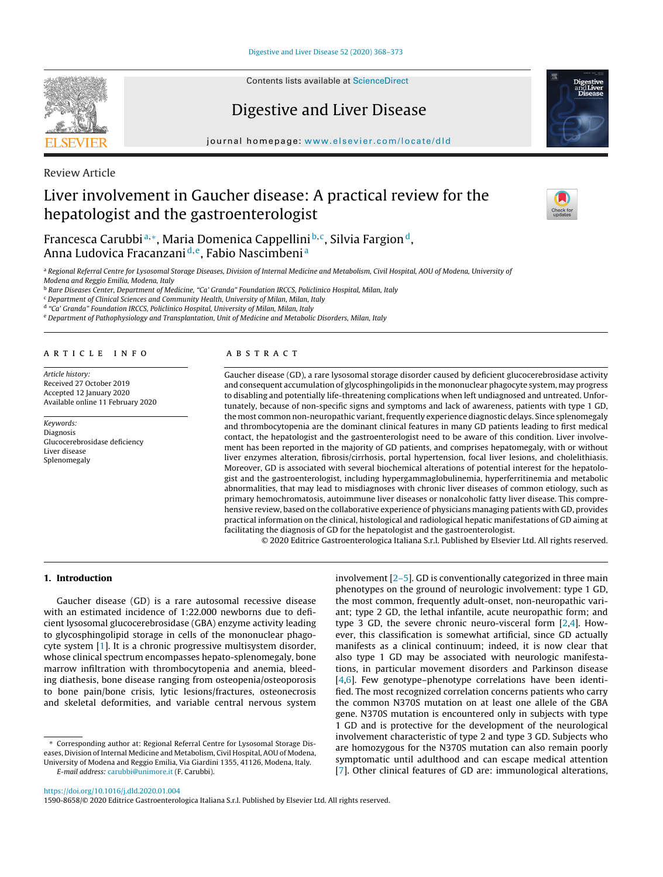Review Article

# Liver involvement in Gaucher disease: A practical review for the hepatologist and the gastroenterologist

Francesca Carubbi[a,∗], Maria Domenica Cappellini[b,c], Silvia Fargion[d], Anna Ludovica Fracanzani[d,e], Fabio Nascimbeni[a]

[a] Regional Referral Centre for Lysosomal Storage Diseases, Division of Internal Medicine and Metabolism, Civil Hospital, AOU of Modena, University of Modena and Reggio Emilia, Modena, Italy
[b] Rare Diseases Center, Department of Medicine, "Ca' Granda" Foundation IRCCS, Policlinico Hospital, Milan, Italy
[c] Department of Clinical Sciences and Community Health, University of Milan, Milan, Italy
[d] "Ca' Granda" Foundation IRCCS, Policlinico Hospital, University of Milan, Milan, Italy
[e] Department of Pathophysiology and Transplantation, Unit of Medicine and Metabolic Disorders, Milan, Italy

## ARTICLE INFO

*Article history:*
Received 27 October 2019
Accepted 12 January 2020
Available online 11 February 2020

*Keywords:*
Diagnosis
Glucocerebrosidase deficiency
Liver disease
Splenomegaly

## ABSTRACT

Gaucher disease (GD), a rare lysosomal storage disorder caused by deficient glucocerebrosidase activity and consequent accumulation of glycosphingolipids in the mononuclear phagocyte system, may progress to disabling and potentially life-threatening complications when left undiagnosed and untreated. Unfortunately, because of non-specific signs and symptoms and lack of awareness, patients with type 1 GD, the most common non-neuropathic variant, frequently experience diagnostic delays. Since splenomegaly and thrombocytopenia are the dominant clinical features in many GD patients leading to first medical contact, the hepatologist and the gastroenterologist need to be aware of this condition. Liver involvement has been reported in the majority of GD patients, and comprises hepatomegaly, with or without liver enzymes alteration, fibrosis/cirrhosis, portal hypertension, focal liver lesions, and cholelithiasis. Moreover, GD is associated with several biochemical alterations of potential interest for the hepatologist and the gastroenterologist, including hypergammaglobulinemia, hyperferritinemia and metabolic abnormalities, that may lead to misdiagnoses with chronic liver diseases of common etiology, such as primary hemochromatosis, autoimmune liver diseases or nonalcoholic fatty liver disease. This comprehensive review, based on the collaborative experience of physicians managing patients with GD, provides practical information on the clinical, histological and radiological hepatic manifestations of GD aiming at facilitating the diagnosis of GD for the hepatologist and the gastroenterologist.

© 2020 Editrice Gastroenterologica Italiana S.r.l. Published by Elsevier Ltd. All rights reserved.

## 1. Introduction

Gaucher disease (GD) is a rare autosomal recessive disease with an estimated incidence of 1:22.000 newborns due to deficient lysosomal glucocerebrosidase (GBA) enzyme activity leading to glycosphingolipid storage in cells of the mononuclear phagocyte system [1]. It is a chronic progressive multisystem disorder, whose clinical spectrum encompasses hepato-splenomegaly, bone marrow infiltration with thrombocytopenia and anemia, bleeding diathesis, bone disease ranging from osteopenia/osteoporosis to bone pain/bone crisis, lytic lesions/fractures, osteonecrosis and skeletal deformities, and variable central nervous system involvement [2–5]. GD is conventionally categorized in three main phenotypes on the ground of neurologic involvement: type 1 GD, the most common, frequently adult-onset, non-neuropathic variant; type 2 GD, the lethal infantile, acute neuropathic form; and type 3 GD, the severe chronic neuro-visceral form [2,4]. However, this classification is somewhat artificial, since GD actually manifests as a clinical continuum; indeed, it is now clear that also type 1 GD may be associated with neurologic manifestations, in particular movement disorders and Parkinson disease [4,6]. Few genotype–phenotype correlations have been identified. The most recognized correlation concerns patients who carry the common N370S mutation on at least one allele of the GBA gene. N370S mutation is encountered only in subjects with type 1 GD and is protective for the development of the neurological involvement characteristic of type 2 and type 3 GD. Subjects who are homozygous for the N370S mutation can also remain poorly symptomatic until adulthood and can escape medical attention [7]. Other clinical features of GD are: immunological alterations,

∗ Corresponding author at: Regional Referral Centre for Lysosomal Storage Diseases, Division of Internal Medicine and Metabolism, Civil Hospital, AOU of Modena, University of Modena and Reggio Emilia, Via Giardini 1355, 41126, Modena, Italy.
*E-mail address:* carubbi@unimore.it (F. Carubbi).

https://doi.org/10.1016/j.dld.2020.01.004
1590-8658/© 2020 Editrice Gastroenterologica Italiana S.r.l. Published by Elsevier Ltd. All rights reserved.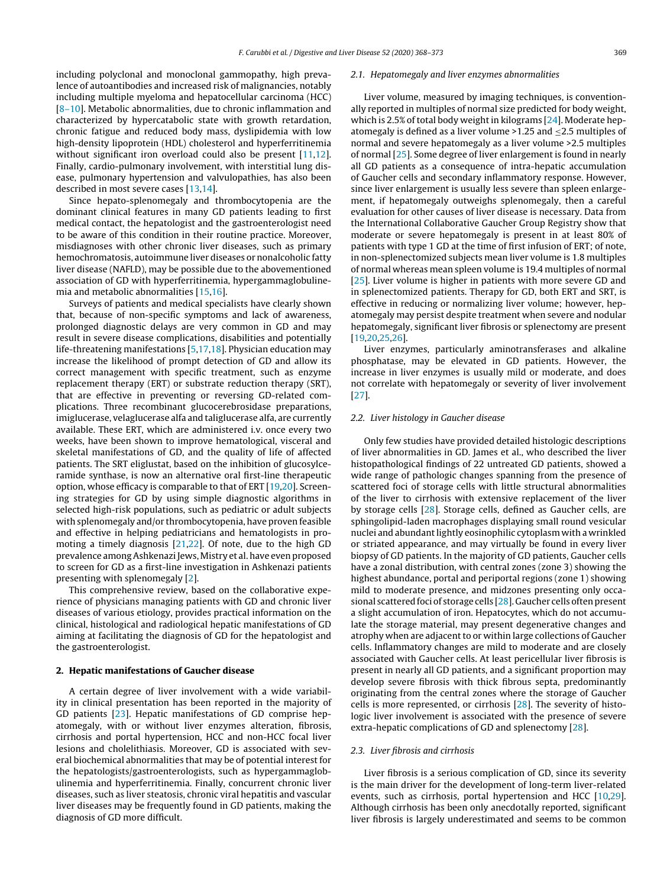including polyclonal and monoclonal gammopathy, high prevalence of autoantibodies and increased risk of malignancies, notably including multiple myeloma and hepatocellular carcinoma (HCC) [8–10]. Metabolic abnormalities, due to chronic inflammation and characterized by hypercatabolic state with growth retardation, chronic fatigue and reduced body mass, dyslipidemia with low high-density lipoprotein (HDL) cholesterol and hyperferritinemia without significant iron overload could also be present [11,12]. Finally, cardio-pulmonary involvement, with interstitial lung disease, pulmonary hypertension and valvulopathies, has also been described in most severe cases [13,14].

Since hepato-splenomegaly and thrombocytopenia are the dominant clinical features in many GD patients leading to first medical contact, the hepatologist and the gastroenterologist need to be aware of this condition in their routine practice. Moreover, misdiagnoses with other chronic liver diseases, such as primary hemochromatosis, autoimmune liver diseases or nonalcoholic fatty liver disease (NAFLD), may be possible due to the abovementioned association of GD with hyperferritinemia, hypergammaglobulinemia and metabolic abnormalities [15,16].

Surveys of patients and medical specialists have clearly shown that, because of non-specific symptoms and lack of awareness, prolonged diagnostic delays are very common in GD and may result in severe disease complications, disabilities and potentially life-threatening manifestations [5,17,18]. Physician education may increase the likelihood of prompt detection of GD and allow its correct management with specific treatment, such as enzyme replacement therapy (ERT) or substrate reduction therapy (SRT), that are effective in preventing or reversing GD-related complications. Three recombinant glucocerebrosidase preparations, imiglucerase, velaglucerase alfa and taliglucerase alfa, are currently available. These ERT, which are administered i.v. once every two weeks, have been shown to improve hematological, visceral and skeletal manifestations of GD, and the quality of life of affected patients. The SRT eliglustat, based on the inhibition of glucosylceramide synthase, is now an alternative oral first-line therapeutic option, whose efficacy is comparable to that of ERT [19,20]. Screening strategies for GD by using simple diagnostic algorithms in selected high-risk populations, such as pediatric or adult subjects with splenomegaly and/or thrombocytopenia, have proven feasible and effective in helping pediatricians and hematologists in promoting a timely diagnosis [21,22]. Of note, due to the high GD prevalence among Ashkenazi Jews, Mistry et al. have even proposed to screen for GD as a first-line investigation in Ashkenazi patients presenting with splenomegaly [2].

This comprehensive review, based on the collaborative experience of physicians managing patients with GD and chronic liver diseases of various etiology, provides practical information on the clinical, histological and radiological hepatic manifestations of GD aiming at facilitating the diagnosis of GD for the hepatologist and the gastroenterologist.

## 2. Hepatic manifestations of Gaucher disease

A certain degree of liver involvement with a wide variability in clinical presentation has been reported in the majority of GD patients [23]. Hepatic manifestations of GD comprise hepatomegaly, with or without liver enzymes alteration, fibrosis, cirrhosis and portal hypertension, HCC and non-HCC focal liver lesions and cholelithiasis. Moreover, GD is associated with several biochemical abnormalities that may be of potential interest for the hepatologists/gastroenterologists, such as hypergammaglobulinemia and hyperferritinemia. Finally, concurrent chronic liver diseases, such as liver steatosis, chronic viral hepatitis and vascular liver diseases may be frequently found in GD patients, making the diagnosis of GD more difficult.

### *2.1. Hepatomegaly and liver enzymes abnormalities*

Liver volume, measured by imaging techniques, is conventionally reported in multiples of normal size predicted for body weight, which is 2.5% of total body weight in kilograms [24]. Moderate hepatomegaly is defined as a liver volume >1.25 and ≤2.5 multiples of normal and severe hepatomegaly as a liver volume >2.5 multiples of normal [25]. Some degree of liver enlargement is found in nearly all GD patients as a consequence of intra-hepatic accumulation of Gaucher cells and secondary inflammatory response. However, since liver enlargement is usually less severe than spleen enlargement, if hepatomegaly outweighs splenomegaly, then a careful evaluation for other causes of liver disease is necessary. Data from the International Collaborative Gaucher Group Registry show that moderate or severe hepatomegaly is present in at least 80% of patients with type 1 GD at the time of first infusion of ERT; of note, in non-splenectomized subjects mean liver volume is 1.8 multiples of normal whereas mean spleen volume is 19.4 multiples of normal [25]. Liver volume is higher in patients with more severe GD and in splenectomized patients. Therapy for GD, both ERT and SRT, is effective in reducing or normalizing liver volume; however, hepatomegaly may persist despite treatment when severe and nodular hepatomegaly, significant liver fibrosis or splenectomy are present [19,20,25,26].

Liver enzymes, particularly aminotransferases and alkaline phosphatase, may be elevated in GD patients. However, the increase in liver enzymes is usually mild or moderate, and does not correlate with hepatomegaly or severity of liver involvement [27].

### *2.2. Liver histology in Gaucher disease*

Only few studies have provided detailed histologic descriptions of liver abnormalities in GD. James et al., who described the liver histopathological findings of 22 untreated GD patients, showed a wide range of pathologic changes spanning from the presence of scattered foci of storage cells with little structural abnormalities of the liver to cirrhosis with extensive replacement of the liver by storage cells [28]. Storage cells, defined as Gaucher cells, are sphingolipid-laden macrophages displaying small round vesicular nuclei and abundant lightly eosinophilic cytoplasm with a wrinkled or striated appearance, and may virtually be found in every liver biopsy of GD patients. In the majority of GD patients, Gaucher cells have a zonal distribution, with central zones (zone 3) showing the highest abundance, portal and periportal regions (zone 1) showing mild to moderate presence, and midzones presenting only occasional scattered foci of storage cells [28]. Gaucher cells often present a slight accumulation of iron. Hepatocytes, which do not accumulate the storage material, may present degenerative changes and atrophy when are adjacent to or within large collections of Gaucher cells. Inflammatory changes are mild to moderate and are closely associated with Gaucher cells. At least pericellular liver fibrosis is present in nearly all GD patients, and a significant proportion may develop severe fibrosis with thick fibrous septa, predominantly originating from the central zones where the storage of Gaucher cells is more represented, or cirrhosis [28]. The severity of histologic liver involvement is associated with the presence of severe extra-hepatic complications of GD and splenectomy [28].

### *2.3. Liver fibrosis and cirrhosis*

Liver fibrosis is a serious complication of GD, since its severity is the main driver for the development of long-term liver-related events, such as cirrhosis, portal hypertension and HCC [10,29]. Although cirrhosis has been only anecdotally reported, significant liver fibrosis is largely underestimated and seems to be common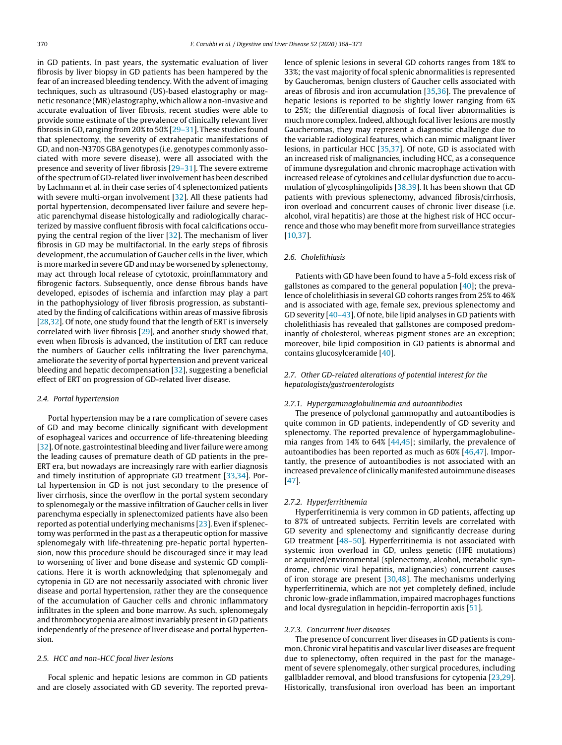in GD patients. In past years, the systematic evaluation of liver fibrosis by liver biopsy in GD patients has been hampered by the fear of an increased bleeding tendency. With the advent of imaging techniques, such as ultrasound (US)-based elastography or magnetic resonance (MR) elastography, which allow a non-invasive and accurate evaluation of liver fibrosis, recent studies were able to provide some estimate of the prevalence of clinically relevant liver fibrosis in GD, ranging from 20% to 50% [29–31]. These studies found that splenectomy, the severity of extrahepatic manifestations of GD, and non-N370S GBA genotypes (i.e. genotypes commonly associated with more severe disease), were all associated with the presence and severity of liver fibrosis [29–31]. The severe extreme of the spectrum of GD-related liver involvement has been described by Lachmann et al. in their case series of 4 splenectomized patients with severe multi-organ involvement [32]. All these patients had portal hypertension, decompensated liver failure and severe hepatic parenchymal disease histologically and radiologically characterized by massive confluent fibrosis with focal calcifications occupying the central region of the liver [32]. The mechanism of liver fibrosis in GD may be multifactorial. In the early steps of fibrosis development, the accumulation of Gaucher cells in the liver, which is more marked in severe GD and may be worsened by splenectomy, may act through local release of cytotoxic, proinflammatory and fibrogenic factors. Subsequently, once dense fibrous bands have developed, episodes of ischemia and infarction may play a part in the pathophysiology of liver fibrosis progression, as substantiated by the finding of calcifications within areas of massive fibrosis [28,32]. Of note, one study found that the length of ERT is inversely correlated with liver fibrosis [29], and another study showed that, even when fibrosis is advanced, the institution of ERT can reduce the numbers of Gaucher cells infiltrating the liver parenchyma, ameliorate the severity of portal hypertension and prevent variceal bleeding and hepatic decompensation [32], suggesting a beneficial effect of ERT on progression of GD-related liver disease.

### 2.4. Portal hypertension

Portal hypertension may be a rare complication of severe cases of GD and may become clinically significant with development of esophageal varices and occurrence of life-threatening bleeding [32]. Of note, gastrointestinal bleeding and liver failure were among the leading causes of premature death of GD patients in the pre-ERT era, but nowadays are increasingly rare with earlier diagnosis and timely institution of appropriate GD treatment [33,34]. Portal hypertension in GD is not just secondary to the presence of liver cirrhosis, since the overflow in the portal system secondary to splenomegaly or the massive infiltration of Gaucher cells in liver parenchyma especially in splenectomized patients have also been reported as potential underlying mechanisms [23]. Even if splenectomy was performed in the past as a therapeutic option for massive splenomegaly with life-threatening pre-hepatic portal hypertension, now this procedure should be discouraged since it may lead to worsening of liver and bone disease and systemic GD complications. Here it is worth acknowledging that splenomegaly and cytopenia in GD are not necessarily associated with chronic liver disease and portal hypertension, rather they are the consequence of the accumulation of Gaucher cells and chronic inflammatory infiltrates in the spleen and bone marrow. As such, splenomegaly and thrombocytopenia are almost invariably present in GD patients independently of the presence of liver disease and portal hypertension.

### 2.5. HCC and non-HCC focal liver lesions

Focal splenic and hepatic lesions are common in GD patients and are closely associated with GD severity. The reported prevalence of splenic lesions in several GD cohorts ranges from 18% to 33%; the vast majority of focal splenic abnormalities is represented by Gaucheromas, benign clusters of Gaucher cells associated with areas of fibrosis and iron accumulation [35,36]. The prevalence of hepatic lesions is reported to be slightly lower ranging from 6% to 25%; the differential diagnosis of focal liver abnormalities is much more complex. Indeed, although focal liver lesions are mostly Gaucheromas, they may represent a diagnostic challenge due to the variable radiological features, which can mimic malignant liver lesions, in particular HCC [35,37]. Of note, GD is associated with an increased risk of malignancies, including HCC, as a consequence of immune dysregulation and chronic macrophage activation with increased release of cytokines and cellular dysfunction due to accumulation of glycosphingolipids [38,39]. It has been shown that GD patients with previous splenectomy, advanced fibrosis/cirrhosis, iron overload and concurrent causes of chronic liver disease (i.e. alcohol, viral hepatitis) are those at the highest risk of HCC occurrence and those who may benefit more from surveillance strategies [10,37].

### 2.6. Cholelithiasis

Patients with GD have been found to have a 5-fold excess risk of gallstones as compared to the general population [40]; the prevalence of cholelithiasis in several GD cohorts ranges from 25% to 46% and is associated with age, female sex, previous splenectomy and GD severity [40–43]. Of note, bile lipid analyses in GD patients with cholelithiasis has revealed that gallstones are composed predominantly of cholesterol, whereas pigment stones are an exception; moreover, bile lipid composition in GD patients is abnormal and contains glucosylceramide [40].

### 2.7. Other GD-related alterations of potential interest for the hepatologists/gastroenterologists

#### 2.7.1. Hypergammaglobulinemia and autoantibodies

The presence of polyclonal gammopathy and autoantibodies is quite common in GD patients, independently of GD severity and splenectomy. The reported prevalence of hypergammaglobulinemia ranges from 14% to 64% [44,45]; similarly, the prevalence of autoantibodies has been reported as much as 60% [46,47]. Importantly, the presence of autoantibodies is not associated with an increased prevalence of clinically manifested autoimmune diseases [47].

#### 2.7.2. Hyperferritinemia

Hyperferritinemia is very common in GD patients, affecting up to 87% of untreated subjects. Ferritin levels are correlated with GD severity and splenectomy and significantly decrease during GD treatment [48–50]. Hyperferritinemia is not associated with systemic iron overload in GD, unless genetic (HFE mutations) or acquired/environmental (splenectomy, alcohol, metabolic syndrome, chronic viral hepatitis, malignancies) concurrent causes of iron storage are present [30,48]. The mechanisms underlying hyperferritinemia, which are not yet completely defined, include chronic low-grade inflammation, impaired macrophages functions and local dysregulation in hepcidin-ferroportin axis [51].

#### 2.7.3. Concurrent liver diseases

The presence of concurrent liver diseases in GD patients is common. Chronic viral hepatitis and vascular liver diseases are frequent due to splenectomy, often required in the past for the management of severe splenomegaly, other surgical procedures, including gallbladder removal, and blood transfusions for cytopenia [23,29]. Historically, transfusional iron overload has been an important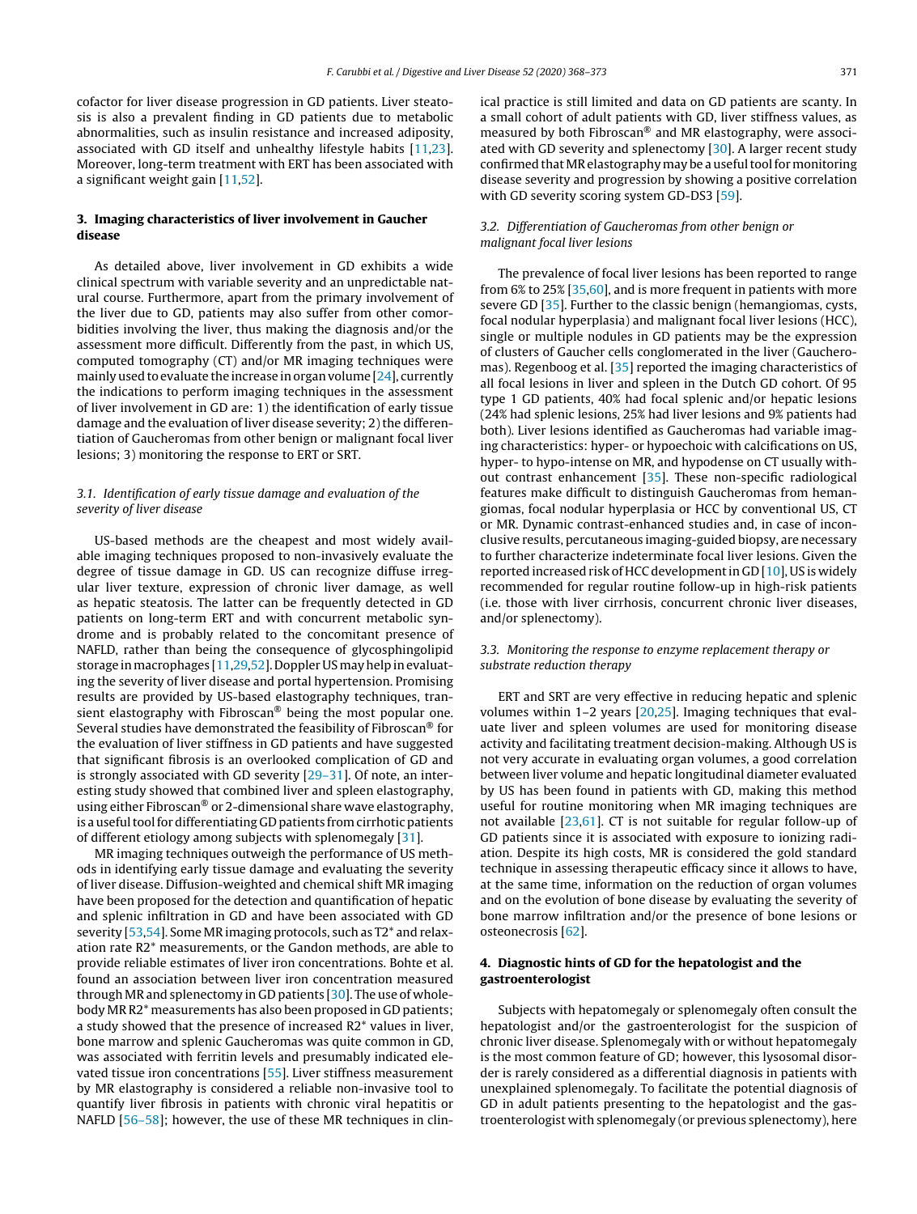cofactor for liver disease progression in GD patients. Liver steatosis is also a prevalent finding in GD patients due to metabolic abnormalities, such as insulin resistance and increased adiposity, associated with GD itself and unhealthy lifestyle habits [11,23]. Moreover, long-term treatment with ERT has been associated with a significant weight gain [11,52].

## 3. Imaging characteristics of liver involvement in Gaucher disease

As detailed above, liver involvement in GD exhibits a wide clinical spectrum with variable severity and an unpredictable natural course. Furthermore, apart from the primary involvement of the liver due to GD, patients may also suffer from other comorbidities involving the liver, thus making the diagnosis and/or the assessment more difficult. Differently from the past, in which US, computed tomography (CT) and/or MR imaging techniques were mainly used to evaluate the increase in organ volume [24], currently the indications to perform imaging techniques in the assessment of liver involvement in GD are: 1) the identification of early tissue damage and the evaluation of liver disease severity; 2) the differentiation of Gaucheromas from other benign or malignant focal liver lesions; 3) monitoring the response to ERT or SRT.

### *3.1. Identification of early tissue damage and evaluation of the severity of liver disease*

US-based methods are the cheapest and most widely available imaging techniques proposed to non-invasively evaluate the degree of tissue damage in GD. US can recognize diffuse irregular liver texture, expression of chronic liver damage, as well as hepatic steatosis. The latter can be frequently detected in GD patients on long-term ERT and with concurrent metabolic syndrome and is probably related to the concomitant presence of NAFLD, rather than being the consequence of glycosphingolipid storage in macrophages [11,29,52]. Doppler US may help in evaluating the severity of liver disease and portal hypertension. Promising results are provided by US-based elastography techniques, transient elastography with Fibroscan® being the most popular one. Several studies have demonstrated the feasibility of Fibroscan® for the evaluation of liver stiffness in GD patients and have suggested that significant fibrosis is an overlooked complication of GD and is strongly associated with GD severity [29–31]. Of note, an interesting study showed that combined liver and spleen elastography, using either Fibroscan® or 2-dimensional share wave elastography, is a useful tool for differentiating GD patients from cirrhotic patients of different etiology among subjects with splenomegaly [31].

MR imaging techniques outweigh the performance of US methods in identifying early tissue damage and evaluating the severity of liver disease. Diffusion-weighted and chemical shift MR imaging have been proposed for the detection and quantification of hepatic and splenic infiltration in GD and have been associated with GD severity [53,54]. Some MR imaging protocols, such as T2* and relaxation rate R2* measurements, or the Gandon methods, are able to provide reliable estimates of liver iron concentrations. Bohte et al. found an association between liver iron concentration measured through MR and splenectomy in GD patients [30]. The use of whole-body MR R2* measurements has also been proposed in GD patients; a study showed that the presence of increased R2* values in liver, bone marrow and splenic Gaucheromas was quite common in GD, was associated with ferritin levels and presumably indicated elevated tissue iron concentrations [55]. Liver stiffness measurement by MR elastography is considered a reliable non-invasive tool to quantify liver fibrosis in patients with chronic viral hepatitis or NAFLD [56–58]; however, the use of these MR techniques in clinical practice is still limited and data on GD patients are scanty. In a small cohort of adult patients with GD, liver stiffness values, as measured by both Fibroscan® and MR elastography, were associated with GD severity and splenectomy [30]. A larger recent study confirmed that MR elastography may be a useful tool for monitoring disease severity and progression by showing a positive correlation with GD severity scoring system GD-DS3 [59].

### *3.2. Differentiation of Gaucheromas from other benign or malignant focal liver lesions*

The prevalence of focal liver lesions has been reported to range from 6% to 25% [35,60], and is more frequent in patients with more severe GD [35]. Further to the classic benign (hemangiomas, cysts, focal nodular hyperplasia) and malignant focal liver lesions (HCC), single or multiple nodules in GD patients may be the expression of clusters of Gaucher cells conglomerated in the liver (Gaucheromas). Regenboog et al. [35] reported the imaging characteristics of all focal lesions in liver and spleen in the Dutch GD cohort. Of 95 type 1 GD patients, 40% had focal splenic and/or hepatic lesions (24% had splenic lesions, 25% had liver lesions and 9% patients had both). Liver lesions identified as Gaucheromas had variable imaging characteristics: hyper- or hypoechoic with calcifications on US, hyper- to hypo-intense on MR, and hypodense on CT usually without contrast enhancement [35]. These non-specific radiological features make difficult to distinguish Gaucheromas from hemangiomas, focal nodular hyperplasia or HCC by conventional US, CT or MR. Dynamic contrast-enhanced studies and, in case of inconclusive results, percutaneous imaging-guided biopsy, are necessary to further characterize indeterminate focal liver lesions. Given the reported increased risk of HCC development in GD [10], US is widely recommended for regular routine follow-up in high-risk patients (i.e. those with liver cirrhosis, concurrent chronic liver diseases, and/or splenectomy).

### *3.3. Monitoring the response to enzyme replacement therapy or substrate reduction therapy*

ERT and SRT are very effective in reducing hepatic and splenic volumes within 1–2 years [20,25]. Imaging techniques that evaluate liver and spleen volumes are used for monitoring disease activity and facilitating treatment decision-making. Although US is not very accurate in evaluating organ volumes, a good correlation between liver volume and hepatic longitudinal diameter evaluated by US has been found in patients with GD, making this method useful for routine monitoring when MR imaging techniques are not available [23,61]. CT is not suitable for regular follow-up of GD patients since it is associated with exposure to ionizing radiation. Despite its high costs, MR is considered the gold standard technique in assessing therapeutic efficacy since it allows to have, at the same time, information on the reduction of organ volumes and on the evolution of bone disease by evaluating the severity of bone marrow infiltration and/or the presence of bone lesions or osteonecrosis [62].

## 4. Diagnostic hints of GD for the hepatologist and the gastroenterologist

Subjects with hepatomegaly or splenomegaly often consult the hepatologist and/or the gastroenterologist for the suspicion of chronic liver disease. Splenomegaly with or without hepatomegaly is the most common feature of GD; however, this lysosomal disorder is rarely considered as a differential diagnosis in patients with unexplained splenomegaly. To facilitate the potential diagnosis of GD in adult patients presenting to the hepatologist and the gastroenterologist with splenomegaly (or previous splenectomy), here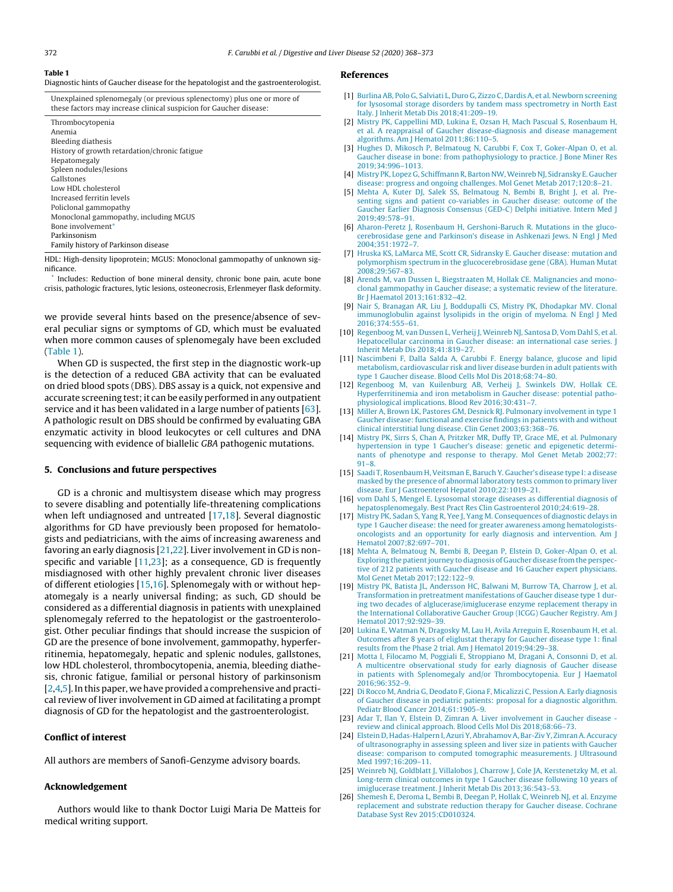**Table 1**
Diagnostic hints of Gaucher disease for the hepatologist and the gastroenterologist.

| Unexplained splenomegaly (or previous splenectomy) plus one or more of these factors may increase clinical suspicion for Gaucher disease: |
|---|
| Thrombocytopenia |
| Anemia |
| Bleeding diathesis |
| History of growth retardation/chronic fatigue |
| Hepatomegaly |
| Spleen nodules/lesions |
| Gallstones |
| Low HDL cholesterol |
| Increased ferritin levels |
| Policlonal gammopathy |
| Monoclonal gammopathy, including MGUS |
| Bone involvement* |
| Parkinsonism |
| Family history of Parkinson disease |

HDL: High-density lipoprotein; MGUS: Monoclonal gammopathy of unknown significance.

* Includes: Reduction of bone mineral density, chronic bone pain, acute bone crisis, pathologic fractures, lytic lesions, osteonecrosis, Erlenmeyer flask deformity.

we provide several hints based on the presence/absence of several peculiar signs or symptoms of GD, which must be evaluated when more common causes of splenomegaly have been excluded (Table 1).

When GD is suspected, the first step in the diagnostic work-up is the detection of a reduced GBA activity that can be evaluated on dried blood spots (DBS). DBS assay is a quick, not expensive and accurate screening test; it can be easily performed in any outpatient service and it has been validated in a large number of patients [63]. A pathologic result on DBS should be confirmed by evaluating GBA enzymatic activity in blood leukocytes or cell cultures and DNA sequencing with evidence of biallelic *GBA* pathogenic mutations.

## 5. Conclusions and future perspectives

GD is a chronic and multisystem disease which may progress to severe disabling and potentially life-threatening complications when left undiagnosed and untreated [17,18]. Several diagnostic algorithms for GD have previously been proposed for hematologists and pediatricians, with the aims of increasing awareness and favoring an early diagnosis [21,22]. Liver involvement in GD is nonspecific and variable [11,23]; as a consequence, GD is frequently misdiagnosed with other highly prevalent chronic liver diseases of different etiologies [15,16]. Splenomegaly with or without hepatomegaly is a nearly universal finding; as such, GD should be considered as a differential diagnosis in patients with unexplained splenomegaly referred to the hepatologist or the gastroenterologist. Other peculiar findings that should increase the suspicion of GD are the presence of bone involvement, gammopathy, hyperferritinemia, hepatomegaly, hepatic and splenic nodules, gallstones, low HDL cholesterol, thrombocytopenia, anemia, bleeding diathesis, chronic fatigue, familial or personal history of parkinsonism [2,4,5]. In this paper, we have provided a comprehensive and practical review of liver involvement in GD aimed at facilitating a prompt diagnosis of GD for the hepatologist and the gastroenterologist.

## Conflict of interest

All authors are members of Sanofi-Genzyme advisory boards.

## Acknowledgement

Authors would like to thank Doctor Luigi Maria De Matteis for medical writing support.

## References

[1] Burlina AB, Polo G, Salviati L, Duro G, Zizzo C, Dardis A, et al. Newborn screening for lysosomal storage disorders by tandem mass spectrometry in North East Italy. J Inherit Metab Dis 2018;41:209–19.

[2] Mistry PK, Cappellini MD, Lukina E, Ozsan H, Mach Pascual S, Rosenbaum H, et al. A reappraisal of Gaucher disease-diagnosis and disease management algorithms. Am J Hematol 2011;86:110–5.

[3] Hughes D, Mikosch P, Belmatoug N, Carubbi F, Cox T, Goker-Alpan O, et al. Gaucher disease in bone: from pathophysiology to practice. J Bone Miner Res 2019;34:996–1013.

[4] Mistry PK, Lopez G, Schiffmann R, Barton NW, Weinreb NJ, Sidransky E. Gaucher disease: progress and ongoing challenges. Mol Genet Metab 2017;120:8–21.

[5] Mehta A, Kuter DJ, Salek SS, Belmatoug N, Bembi B, Bright J, et al. Presenting signs and patient co-variables in Gaucher disease: outcome of the Gaucher Earlier Diagnosis Consensus (GED-C) Delphi initiative. Intern Med J 2019;49:578–91.

[6] Aharon-Peretz J, Rosenbaum H, Gershoni-Baruch R. Mutations in the glucocerebrosidase gene and Parkinson's disease in Ashkenazi Jews. N Engl J Med 2004;351:1972–7.

[7] Hruska KS, LaMarca ME, Scott CR, Sidransky E. Gaucher disease: mutation and polymorphism spectrum in the glucocerebrosidase gene (GBA). Human Mutat 2008;29:567–83.

[8] Arends M, van Dussen L, Biegstraaten M, Hollak CE. Malignancies and monoclonal gammopathy in Gaucher disease; a systematic review of the literature. Br J Haematol 2013;161:832–42.

[9] Nair S, Branagan AR, Liu J, Boddupalli CS, Mistry PK, Dhodapkar MV. Clonal immunoglobulin against lysolipids in the origin of myeloma. N Engl J Med 2016;374:555–61.

[10] Regenboog M, van Dussen L, Verheij J, Weinreb NJ, Santosa D, Vom Dahl S, et al. Hepatocellular carcinoma in Gaucher disease: an international case series. J Inherit Metab Dis 2018;41:819–27.

[11] Nascimbeni F, Dalla Salda A, Carubbi F. Energy balance, glucose and lipid metabolism, cardiovascular risk and liver disease burden in adult patients with type 1 Gaucher disease. Blood Cells Mol Dis 2018;68:74–80.

[12] Regenboog M, van Kuilenburg AB, Verheij J, Swinkels DW, Hollak CE. Hyperferritinemia and iron metabolism in Gaucher disease: potential pathophysiological implications. Blood Rev 2016;30:431–7.

[13] Miller A, Brown LK, Pastores GM, Desnick RJ. Pulmonary involvement in type 1 Gaucher disease: functional and exercise findings in patients with and without clinical interstitial lung disease. Clin Genet 2003;63:368–76.

[14] Mistry PK, Sirrs S, Chan A, Pritzker MR, Duffy TP, Grace ME, et al. Pulmonary hypertension in type 1 Gaucher's disease: genetic and epigenetic determinants of phenotype and response to therapy. Mol Genet Metab 2002;77:91–8.

[15] Saadi T, Rosenbaum H, Veitsman E, Baruch Y. Gaucher's disease type I: a disease masked by the presence of abnormal laboratory tests common to primary liver disease. Eur J Gastroenterol Hepatol 2010;22:1019–21.

[16] vom Dahl S, Mengel E. Lysosomal storage diseases as differential diagnosis of hepatosplenomegaly. Best Pract Res Clin Gastroenterol 2010;24:619–28.

[17] Mistry PK, Sadan S, Yang R, Yee J, Yang M. Consequences of diagnostic delays in type 1 Gaucher disease: the need for greater awareness among hematologists-oncologists and an opportunity for early diagnosis and intervention. Am J Hematol 2007;82:697–701.

[18] Mehta A, Belmatoug N, Bembi B, Deegan P, Elstein D, Goker-Alpan O, et al. Exploring the patient journey to diagnosis of Gaucher disease from the perspective of 212 patients with Gaucher disease and 16 Gaucher expert physicians. Mol Genet Metab 2017;122:122–9.

[19] Mistry PK, Batista JL, Andersson HC, Balwani M, Burrow TA, Charrow J, et al. Transformation in pretreatment manifestations of Gaucher disease type 1 during two decades of alglucerase/imiglucerase enzyme replacement therapy in the International Collaborative Gaucher Group (ICGG) Gaucher Registry. Am J Hematol 2017;92:929–39.

[20] Lukina E, Watman N, Dragosky M, Lau H, Avila Arreguin E, Rosenbaum H, et al. Outcomes after 8 years of eliglustat therapy for Gaucher disease type 1: final results from the Phase 2 trial. Am J Hematol 2019;94:29–38.

[21] Motta I, Filocamo M, Poggiali E, Stroppiano M, Dragani A, Consonni D, et al. A multicentre observational study for early diagnosis of Gaucher disease in patients with Splenomegaly and/or Thrombocytopenia. Eur J Haematol 2016;96:352–9.

[22] Di Rocco M, Andria G, Deodato F, Giona F, Micalizzi C, Pession A. Early diagnosis of Gaucher disease in pediatric patients: proposal for a diagnostic algorithm. Pediatr Blood Cancer 2014;61:1905–9.

[23] Adar T, Ilan Y, Elstein D, Zimran A. Liver involvement in Gaucher disease - review and clinical approach. Blood Cells Mol Dis 2018;68:66–73.

[24] Elstein D, Hadas-Halpern I, Azuri Y, Abrahamov A, Bar-Ziv Y, Zimran A. Accuracy of ultrasonography in assessing spleen and liver size in patients with Gaucher disease: comparison to computed tomographic measurements. J Ultrasound Med 1997;16:209–11.

[25] Weinreb NJ, Goldblatt J, Villalobos J, Charrow J, Cole JA, Kerstenetzky M, et al. Long-term clinical outcomes in type 1 Gaucher disease following 10 years of imiglucerase treatment. J Inherit Metab Dis 2013;36:543–53.

[26] Shemesh E, Deroma L, Bembi B, Deegan P, Hollak C, Weinreb NJ, et al. Enzyme replacement and substrate reduction therapy for Gaucher disease. Cochrane Database Syst Rev 2015:CD010324.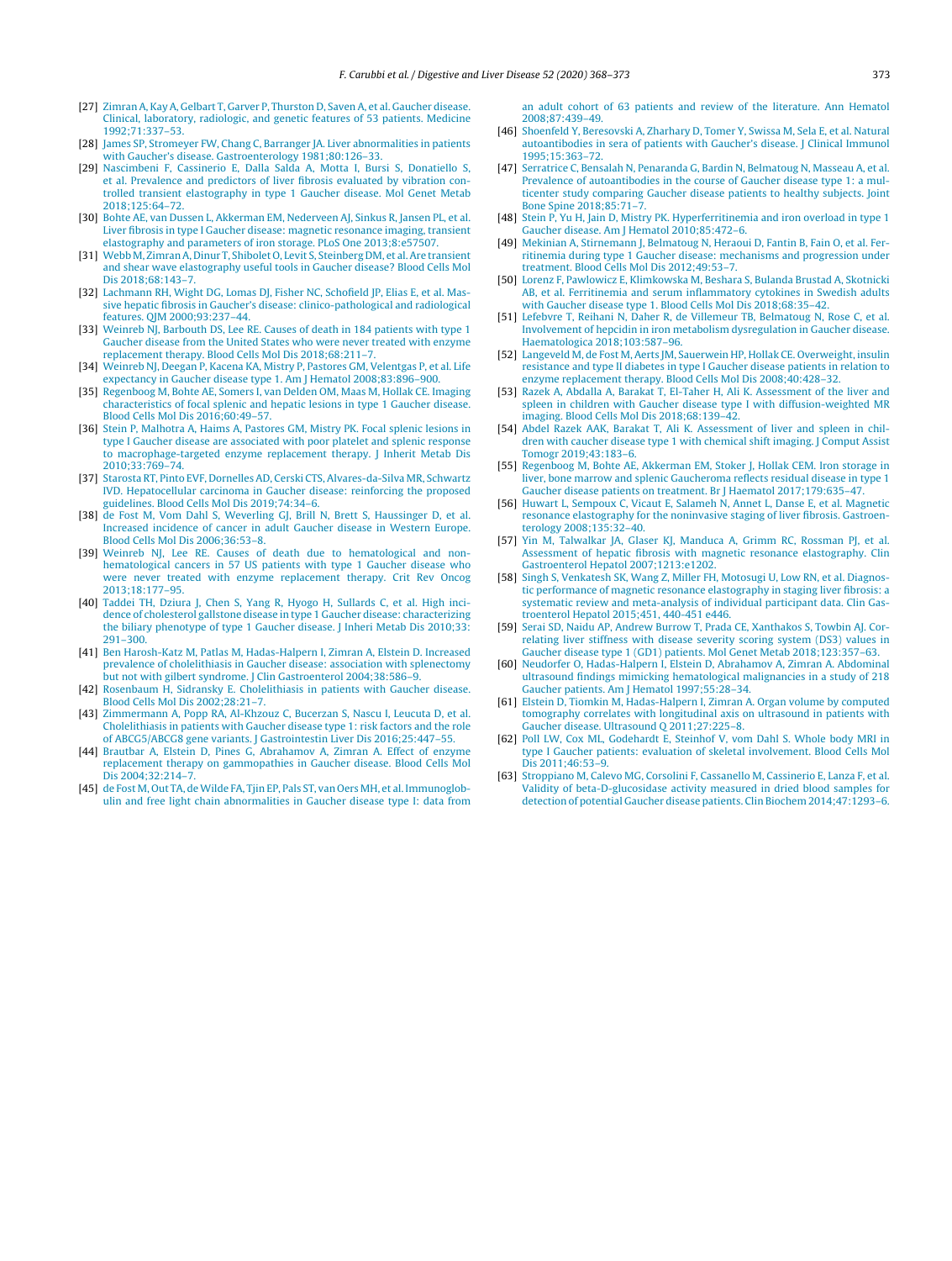[27] Zimran A, Kay A, Gelbart T, Garver P, Thurston D, Saven A, et al. Gaucher disease. Clinical, laboratory, radiologic, and genetic features of 53 patients. Medicine 1992;71:337–53.

[28] James SP, Stromeyer FW, Chang C, Barranger JA. Liver abnormalities in patients with Gaucher's disease. Gastroenterology 1981;80:126–33.

[29] Nascimbeni F, Cassinerio E, Dalla Salda A, Motta I, Bursi S, Donatiello S, et al. Prevalence and predictors of liver fibrosis evaluated by vibration controlled transient elastography in type 1 Gaucher disease. Mol Genet Metab 2018;125:64–72.

[30] Bohte AE, van Dussen L, Akkerman EM, Nederveen AJ, Sinkus R, Jansen PL, et al. Liver fibrosis in type I Gaucher disease: magnetic resonance imaging, transient elastography and parameters of iron storage. PLoS One 2013;8:e57507.

[31] Webb M, Zimran A, Dinur T, Shibolet O, Levit S, Steinberg DM, et al. Are transient and shear wave elastography useful tools in Gaucher disease? Blood Cells Mol Dis 2018;68:143–7.

[32] Lachmann RH, Wight DG, Lomas DJ, Fisher NC, Schofield JP, Elias E, et al. Massive hepatic fibrosis in Gaucher's disease: clinico-pathological and radiological features. QJM 2000;93:237–44.

[33] Weinreb NJ, Barbouth DS, Lee RE. Causes of death in 184 patients with type 1 Gaucher disease from the United States who were never treated with enzyme replacement therapy. Blood Cells Mol Dis 2018;68:211–7.

[34] Weinreb NJ, Deegan P, Kacena KA, Mistry P, Pastores GM, Velentgas P, et al. Life expectancy in Gaucher disease type 1. Am J Hematol 2008;83:896–900.

[35] Regenboog M, Bohte AE, Somers I, van Delden OM, Maas M, Hollak CE. Imaging characteristics of focal splenic and hepatic lesions in type 1 Gaucher disease. Blood Cells Mol Dis 2016;60:49–57.

[36] Stein P, Malhotra A, Haims A, Pastores GM, Mistry PK. Focal splenic lesions in type I Gaucher disease are associated with poor platelet and splenic response to macrophage-targeted enzyme replacement therapy. J Inherit Metab Dis 2010;33:769–74.

[37] Starosta RT, Pinto EVF, Dornelles AD, Cerski CTS, Alvares-da-Silva MR, Schwartz IVD. Hepatocellular carcinoma in Gaucher disease: reinforcing the proposed guidelines. Blood Cells Mol Dis 2019;74:34–6.

[38] de Fost M, Vom Dahl S, Weverling GJ, Brill N, Brett S, Haussinger D, et al. Increased incidence of cancer in adult Gaucher disease in Western Europe. Blood Cells Mol Dis 2006;36:53–8.

[39] Weinreb NJ, Lee RE. Causes of death due to hematological and non-hematological cancers in 57 US patients with type 1 Gaucher disease who were never treated with enzyme replacement therapy. Crit Rev Oncog 2013;18:177–95.

[40] Taddei TH, Dziura J, Chen S, Yang R, Hyogo H, Sullards C, et al. High incidence of cholesterol gallstone disease in type 1 Gaucher disease: characterizing the biliary phenotype of type 1 Gaucher disease. J Inheri Metab Dis 2010;33: 291–300.

[41] Ben Harosh-Katz M, Patlas M, Hadas-Halpern I, Zimran A, Elstein D. Increased prevalence of cholelithiasis in Gaucher disease: association with splenectomy but not with gilbert syndrome. J Clin Gastroenterol 2004;38:586–9.

[42] Rosenbaum H, Sidransky E. Cholelithiasis in patients with Gaucher disease. Blood Cells Mol Dis 2002;28:21–7.

[43] Zimmermann A, Popp RA, Al-Khzouz C, Bucerzan S, Nascu I, Leucuta D, et al. Cholelithiasis in patients with Gaucher disease type 1: risk factors and the role of ABCG5/ABCG8 gene variants. J Gastrointestin Liver Dis 2016;25:447–55.

[44] Brautbar A, Elstein D, Pines G, Abrahamov A, Zimran A. Effect of enzyme replacement therapy on gammopathies in Gaucher disease. Blood Cells Mol Dis 2004;32:214–7.

[45] de Fost M, Out TA, de Wilde FA, Tjin EP, Pals ST, van Oers MH, et al. Immunoglobulin and free light chain abnormalities in Gaucher disease type I: data from an adult cohort of 63 patients and review of the literature. Ann Hematol 2008;87:439–49.

[46] Shoenfeld Y, Beresovski A, Zharhary D, Tomer Y, Swissa M, Sela E, et al. Natural autoantibodies in sera of patients with Gaucher's disease. J Clinical Immunol 1995;15:363–72.

[47] Serratrice C, Bensalah N, Penaranda G, Bardin N, Belmatoug N, Masseau A, et al. Prevalence of autoantibodies in the course of Gaucher disease type 1: a multicenter study comparing Gaucher disease patients to healthy subjects. Joint Bone Spine 2018;85:71–7.

[48] Stein P, Yu H, Jain D, Mistry PK. Hyperferritinemia and iron overload in type 1 Gaucher disease. Am J Hematol 2010;85:472–6.

[49] Mekinian A, Stirnemann J, Belmatoug N, Heraoui D, Fantin B, Fain O, et al. Ferritinemia during type 1 Gaucher disease: mechanisms and progression under treatment. Blood Cells Mol Dis 2012;49:53–7.

[50] Lorenz F, Pawlowicz E, Klimkowska M, Beshara S, Bulanda Brustad A, Skotnicki AB, et al. Ferritinemia and serum inflammatory cytokines in Swedish adults with Gaucher disease type 1. Blood Cells Mol Dis 2018;68:35–42.

[51] Lefebvre T, Reihani N, Daher R, de Villemeur TB, Belmatoug N, Rose C, et al. Involvement of hepcidin in iron metabolism dysregulation in Gaucher disease. Haematologica 2018;103:587–96.

[52] Langeveld M, de Fost M, Aerts JM, Sauerwein HP, Hollak CE. Overweight, insulin resistance and type II diabetes in type I Gaucher disease patients in relation to enzyme replacement therapy. Blood Cells Mol Dis 2008;40:428–32.

[53] Razek A, Abdalla A, Barakat T, El-Taher H, Ali K. Assessment of the liver and spleen in children with Gaucher disease type I with diffusion-weighted MR imaging. Blood Cells Mol Dis 2018;68:139–42.

[54] Abdel Razek AAK, Barakat T, Ali K. Assessment of liver and spleen in children with caucher disease type 1 with chemical shift imaging. J Comput Assist Tomogr 2019;43:183–6.

[55] Regenboog M, Bohte AE, Akkerman EM, Stoker J, Hollak CEM. Iron storage in liver, bone marrow and splenic Gaucheroma reflects residual disease in type 1 Gaucher disease patients on treatment. Br J Haematol 2017;179:635–47.

[56] Huwart L, Sempoux C, Vicaut E, Salameh N, Annet L, Danse E, et al. Magnetic resonance elastography for the noninvasive staging of liver fibrosis. Gastroenterology 2008;135:32–40.

[57] Yin M, Talwalkar JA, Glaser KJ, Manduca A, Grimm RC, Rossman PJ, et al. Assessment of hepatic fibrosis with magnetic resonance elastography. Clin Gastroenterol Hepatol 2007;1213:e1202.

[58] Singh S, Venkatesh SK, Wang Z, Miller FH, Motosugi U, Low RN, et al. Diagnostic performance of magnetic resonance elastography in staging liver fibrosis: a systematic review and meta-analysis of individual participant data. Clin Gastroenterol Hepatol 2015;451, 440-451 e446.

[59] Serai SD, Naidu AP, Andrew Burrow T, Prada CE, Xanthakos S, Towbin AJ. Correlating liver stiffness with disease severity scoring system (DS3) values in Gaucher disease type 1 (GD1) patients. Mol Genet Metab 2018;123:357–63.

[60] Neudorfer O, Hadas-Halpern I, Elstein D, Abrahamov A, Zimran A. Abdominal ultrasound findings mimicking hematological malignancies in a study of 218 Gaucher patients. Am J Hematol 1997;55:28–34.

[61] Elstein D, Tiomkin M, Hadas-Halpern I, Zimran A. Organ volume by computed tomography correlates with longitudinal axis on ultrasound in patients with Gaucher disease. Ultrasound Q 2011;27:225–8.

[62] Poll LW, Cox ML, Godehardt E, Steinhof V, vom Dahl S. Whole body MRI in type I Gaucher patients: evaluation of skeletal involvement. Blood Cells Mol Dis 2011;46:53–9.

[63] Stroppiano M, Calevo MG, Corsolini F, Cassanello M, Cassinerio E, Lanza F, et al. Validity of beta-D-glucosidase activity measured in dried blood samples for detection of potential Gaucher disease patients. Clin Biochem 2014;47:1293–6.